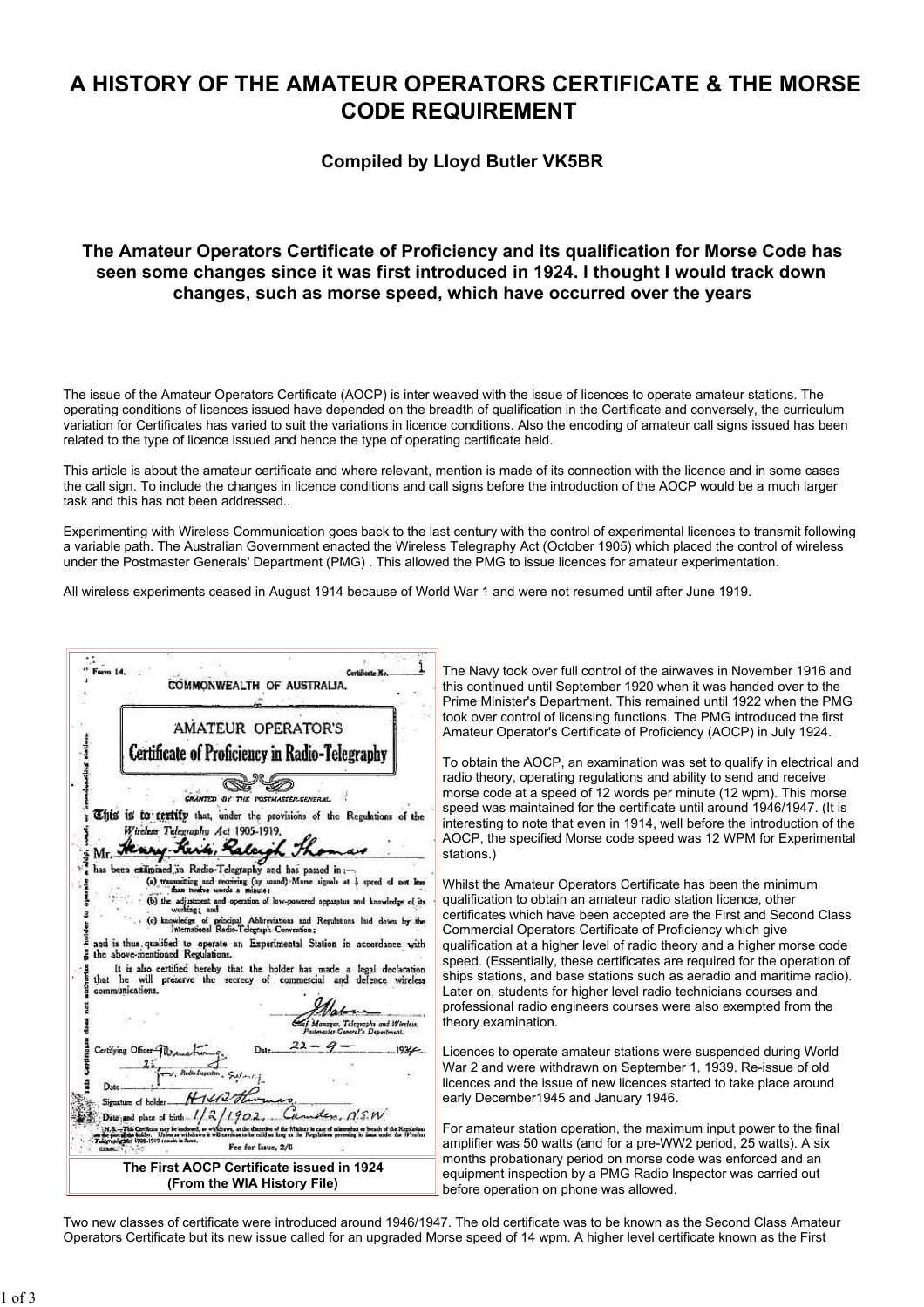# A HISTORY OF THE AMATEUR OPERATORS CERTIFICATE & THE MORSE CODE REQUIREMENT

### Compiled by Lloyd Butler VK5BR

### The Amateur Operators Certificate of Proficiency and its qualification for Morse Code has seen some changes since it was first introduced in 1924. I thought I would track down changes, such as morse speed, which have occurred over the years

The issue of the Amateur Operators Certificate (AOCP) is inter weaved with the issue of licences to operate amateur stations. The operating conditions of licences issued have depended on the breadth of qualification in the Certificate and conversely, the curriculum variation for Certificates has varied to suit the variations in licence conditions. Also the encoding of amateur call signs issued has been related to the type of licence issued and hence the type of operating certificate held.

This article is about the amateur certificate and where relevant, mention is made of its connection with the licence and in some cases the call sign. To include the changes in licence conditions and call signs before the introduction of the AOCP would be a much larger task and this has not been addressed..

Experimenting with Wireless Communication goes back to the last century with the control of experimental licences to transmit following a variable path. The Australian Government enacted the Wireless Telegraphy Act (October 1905) which placed the control of wireless under the Postmaster Generals' Department (PMG) . This allowed the PMG to issue licences for amateur experimentation.

All wireless experiments ceased in August 1914 because of World War 1 and were not resumed until after June 1919.

The First AOCP Certificate issued in 1924
(From the WIA History File)

The Navy took over full control of the airwaves in November 1916 and this continued until September 1920 when it was handed over to the Prime Minister's Department. This remained until 1922 when the PMG took over control of licensing functions. The PMG introduced the first Amateur Operator's Certificate of Proficiency (AOCP) in July 1924.

To obtain the AOCP, an examination was set to qualify in electrical and radio theory, operating regulations and ability to send and receive morse code at a speed of 12 words per minute (12 wpm). This morse speed was maintained for the certificate until around 1946/1947. (It is interesting to note that even in 1914, well before the introduction of the AOCP, the specified Morse code speed was 12 WPM for Experimental stations.)

Whilst the Amateur Operators Certificate has been the minimum qualification to obtain an amateur radio station licence, other certificates which have been accepted are the First and Second Class Commercial Operators Certificate of Proficiency which give qualification at a higher level of radio theory and a higher morse code speed. (Essentially, these certificates are required for the operation of ships stations, and base stations such as aeradio and maritime radio). Later on, students for higher level radio technicians courses and professional radio engineers courses were also exempted from the theory examination.

Licences to operate amateur stations were suspended during World War 2 and were withdrawn on September 1, 1939. Re-issue of old licences and the issue of new licences started to take place around early December1945 and January 1946.

For amateur station operation, the maximum input power to the final amplifier was 50 watts (and for a pre-WW2 period, 25 watts). A six months probationary period on morse code was enforced and an equipment inspection by a PMG Radio Inspector was carried out before operation on phone was allowed.

Two new classes of certificate were introduced around 1946/1947. The old certificate was to be known as the Second Class Amateur Operators Certificate but its new issue called for an upgraded Morse speed of 14 wpm. A higher level certificate known as the First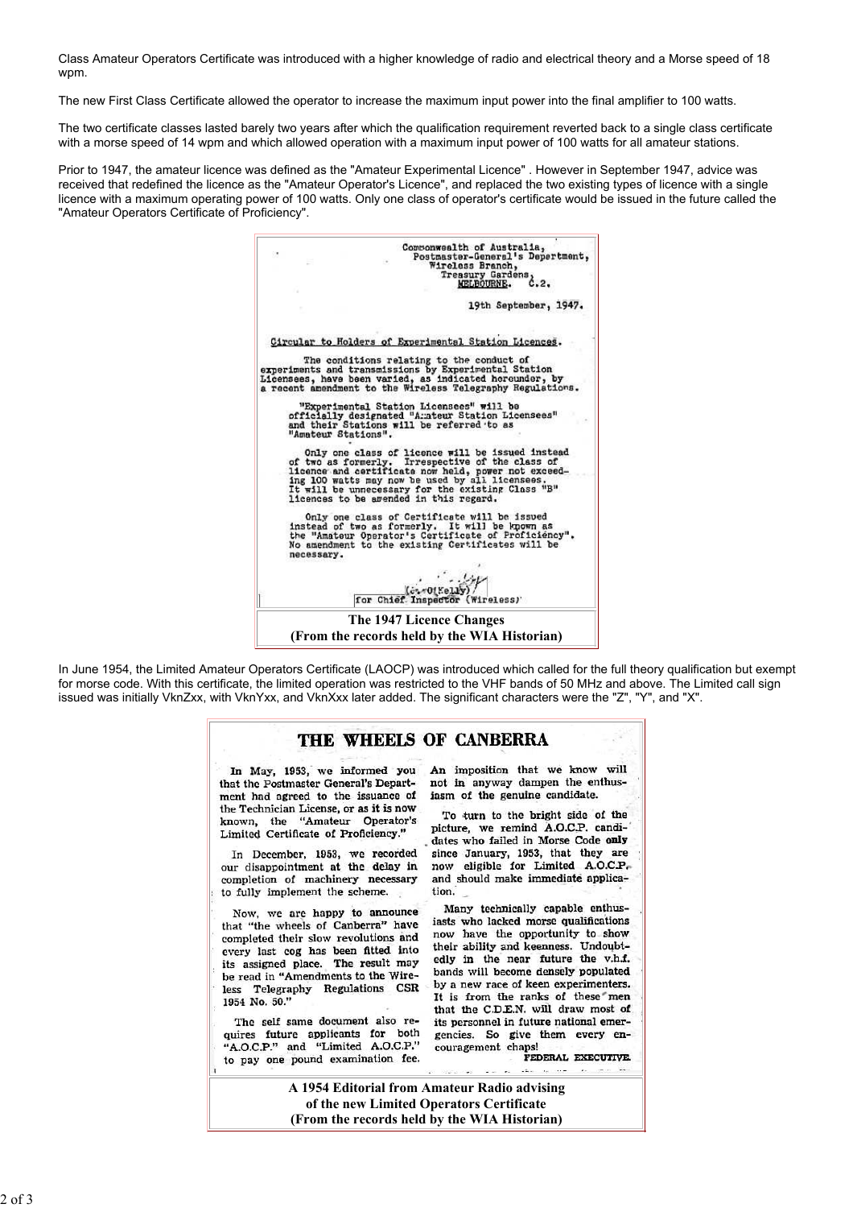Class Amateur Operators Certificate was introduced with a higher knowledge of radio and electrical theory and a Morse speed of 18 wpm.

The new First Class Certificate allowed the operator to increase the maximum input power into the final amplifier to 100 watts.

The two certificate classes lasted barely two years after which the qualification requirement reverted back to a single class certificate with a morse speed of 14 wpm and which allowed operation with a maximum input power of 100 watts for all amateur stations.

Prior to 1947, the amateur licence was defined as the "Amateur Experimental Licence" . However in September 1947, advice was received that redefined the licence as the "Amateur Operator's Licence", and replaced the two existing types of licence with a single licence with a maximum operating power of 100 watts. Only one class of operator's certificate would be issued in the future called the "Amateur Operators Certificate of Proficiency".

Commonwealth of Australia,
Postmaster-General's Department,
Wireless Branch,
Treasury Gardens,
MELBOURNE. C.2.

19th September, 1947.

Circular to Holders of Experimental Station Licences.

The conditions relating to the conduct of experiments and transmissions by Experimental Station Licensees, have been varied, as indicated hereunder, by a recent amendment to the Wireless Telegraphy Regulations.

"Experimental Station Licensees" will be officially designated "Amateur Station Licensees" and their Stations will be referred to as "Amateur Stations".

Only one class of licence will be issued instead of two as formerly. Irrespective of the class of licence and certificate now held, power not exceeding 100 watts may now be used by all licensees. It will be unnecessary for the existing Class "B" licences to be amended in this regard.

Only one class of Certificate will be issued instead of two as formerly. It will be known as the "Amateur Operator's Certificate of Proficiency". No amendment to the existing Certificates will be necessary.

(G. O'Kelly)
for Chief Inspector (Wireless)

**The 1947 Licence Changes**
**(From the records held by the WIA Historian)**

In June 1954, the Limited Amateur Operators Certificate (LAOCP) was introduced which called for the full theory qualification but exempt for morse code. With this certificate, the limited operation was restricted to the VHF bands of 50 MHz and above. The Limited call sign issued was initially VknZxx, with VknYxx, and VknXxx later added. The significant characters were the "Z", "Y", and "X".

## THE WHEELS OF CANBERRA

In May, 1953, we informed you that the Postmaster General's Department had agreed to the issuance of the Technician License, or as it is now known, the "Amateur Operator's Limited Certificate of Proficiency."

In December, 1953, we recorded our disappointment at the delay in completion of machinery necessary to fully implement the scheme.

Now, we are happy to announce that "the wheels of Canberra" have completed their slow revolutions and every last cog has been fitted into its assigned place. The result may be read in "Amendments to the Wireless Telegraphy Regulations CSR 1954 No. 50."

The self same document also requires future applicants for both "A.O.C.P." and "Limited A.O.C.P." to pay one pound examination fee. An imposition that we know will not in anyway dampen the enthusiasm of the genuine candidate.

To turn to the bright side of the picture, we remind A.O.C.P. candidates who failed in Morse Code only since January, 1953, that they are now eligible for Limited A.O.C.P. and should make immediate application.

Many technically capable enthusiasts who lacked morse qualifications now have the opportunity to show their ability and keenness. Undoubtedly in the near future the v.h.f. bands will become densely populated by a new race of keen experimenters. It is from the ranks of these men that the C.D.E.N. will draw most of its personnel in future national emergencies. So give them every encouragement chaps!

FEDERAL EXECUTIVE.

**A 1954 Editorial from Amateur Radio advising of the new Limited Operators Certificate**
**(From the records held by the WIA Historian)**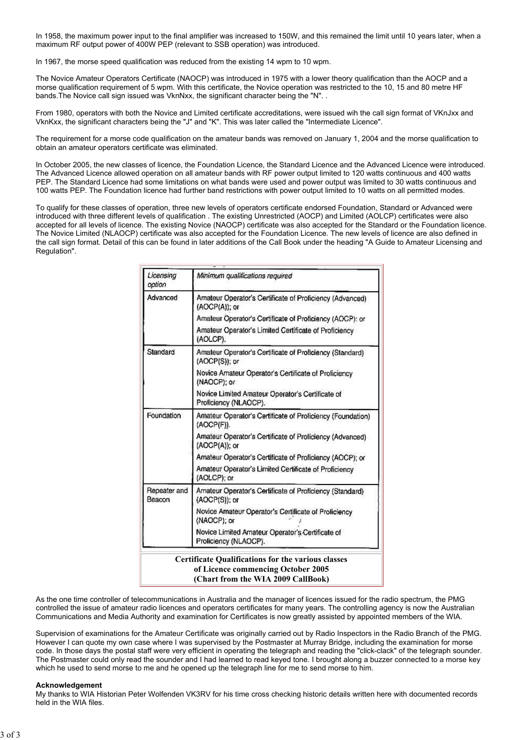In 1958, the maximum power input to the final amplifier was increased to 150W, and this remained the limit until 10 years later, when a maximum RF output power of 400W PEP (relevant to SSB operation) was introduced.

In 1967, the morse speed qualification was reduced from the existing 14 wpm to 10 wpm.

The Novice Amateur Operators Certificate (NAOCP) was introduced in 1975 with a lower theory qualification than the AOCP and a morse qualification requirement of 5 wpm. With this certificate, the Novice operation was restricted to the 10, 15 and 80 metre HF bands.The Novice call sign issued was VknNxx, the significant character being the "N". .

From 1980, operators with both the Novice and Limited certificate accreditations, were issued wih the call sign format of VKnJxx and VknKxx, the significant characters being the "J" and "K". This was later called the "Intermediate Licence".

The requirement for a morse code qualification on the amateur bands was removed on January 1, 2004 and the morse qualification to obtain an amateur operators certificate was eliminated.

In October 2005, the new classes of licence, the Foundation Licence, the Standard Licence and the Advanced Licence were introduced. The Advanced Licence allowed operation on all amateur bands with RF power output limited to 120 watts continuous and 400 watts PEP. The Standard Licence had some limitations on what bands were used and power output was limited to 30 watts continuous and 100 watts PEP. The Foundation licence had further band restrictions with power output limited to 10 watts on all permitted modes.

To qualify for these classes of operation, three new levels of operators certificate endorsed Foundation, Standard or Advanced were introduced with three different levels of qualification . The existing Unrestricted (AOCP) and Limited (AOLCP) certificates were also accepted for all levels of licence. The existing Novice (NAOCP) certificate was also accepted for the Standard or the Foundation licence. The Novice Limited (NLAOCP) certificate was also accepted for the Foundation Licence. The new levels of licence are also defined in the call sign format. Detail of this can be found in later additions of the Call Book under the heading "A Guide to Amateur Licensing and Regulation".

| Licensing option | Minimum qualifications required |
|---|---|
| Advanced | Amateur Operator's Certificate of Proficiency (Advanced) (AOCP(A)); or<br>Amateur Operator's Certificate of Proficiency (AOCP): or<br>Amateur Operator's Limited Certificate of Proficiency (AOLCP). |
| Standard | Amateur Operator's Certificate of Proficiency (Standard) (AOCP(S)); or<br>Novice Amateur Operator's Certificate of Proficiency (NAOCP); or<br>Novice Limited Amateur Operator's Certificate of Proficiency (NLAOCP). |
| Foundation | Amateur Operator's Certificate of Proficiency (Foundation) (AOCP(F)).<br>Amateur Operator's Certificate of Proficiency (Advanced) (AOCP(A)); or<br>Amateur Operator's Certificate of Proficiency (AOCP); or<br>Amateur Operator's Limited Certificate of Proficiency (AOLCP); or |
| Repeater and Beacon | Amateur Operator's Certificate of Proficiency (Standard) (AOCP(S)); or<br>Novice Amateur Operator's Certificate of Proficiency (NAOCP); or<br>Novice Limited Amateur Operator's Certificate of Proficiency (NLAOCP). |

**Certificate Qualifications for the various classes of Licence commencing October 2005 (Chart from the WIA 2009 CallBook)**

As the one time controller of telecommunications in Australia and the manager of licences issued for the radio spectrum, the PMG controlled the issue of amateur radio licences and operators certificates for many years. The controlling agency is now the Australian Communications and Media Authority and examination for Certificates is now greatly assisted by appointed members of the WIA.

Supervision of examinations for the Amateur Certificate was originally carried out by Radio Inspectors in the Radio Branch of the PMG. However I can quote my own case where I was supervised by the Postmaster at Murray Bridge, including the examination for morse code. In those days the postal staff were very efficient in operating the telegraph and reading the "click-clack" of the telegraph sounder. The Postmaster could only read the sounder and I had learned to read keyed tone. I brought along a buzzer connected to a morse key which he used to send morse to me and he opened up the telegraph line for me to send morse to him.

**Acknowledgement**

My thanks to WIA Historian Peter Wolfenden VK3RV for his time cross checking historic details written here with documented records held in the WIA files.